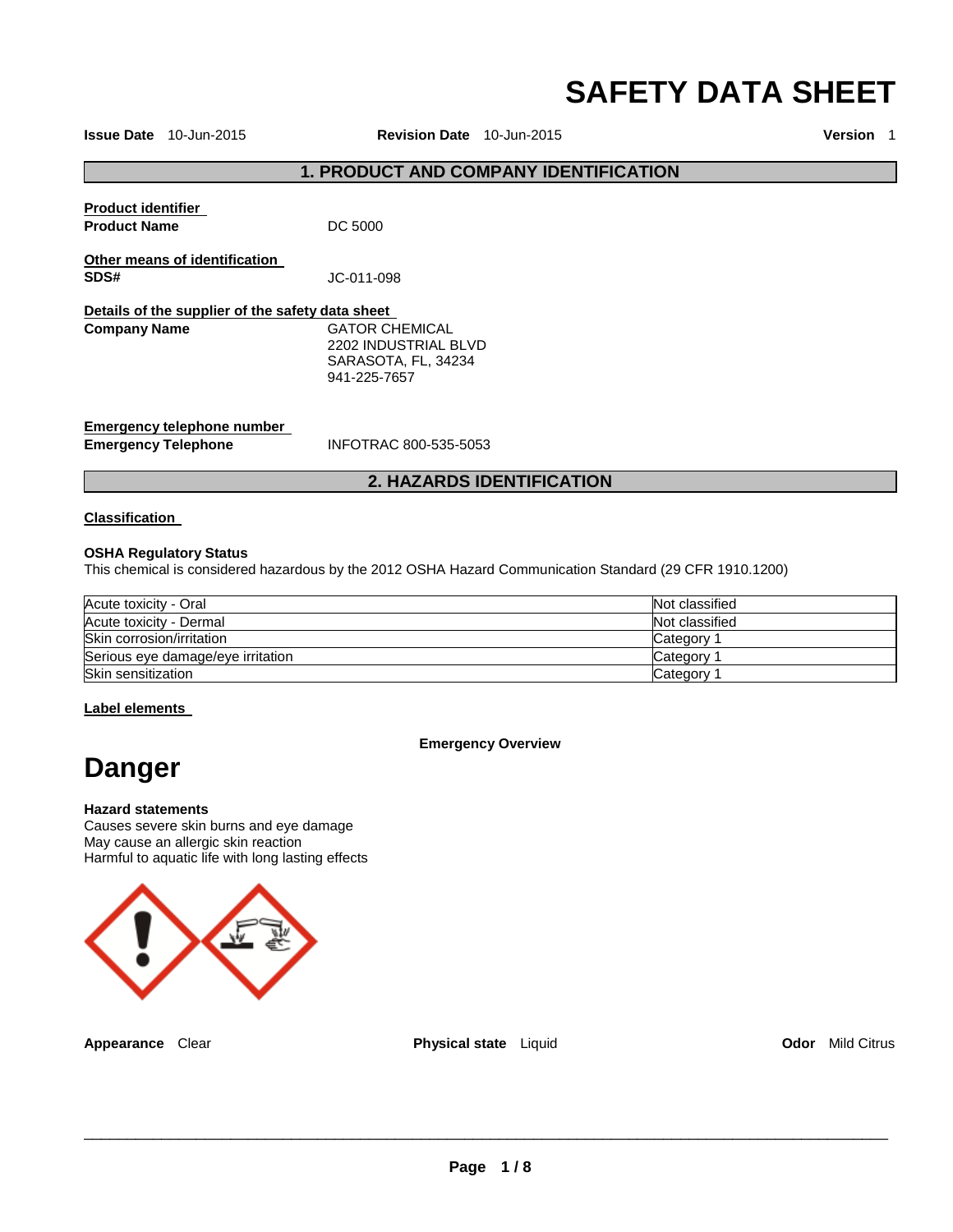# SAFETY DATA SHEET

**Issue Date** 10-Jun-2015 **Revision Date** 10-Jun-2015 **Version** 1

## 1. PRODUCT AND COMPANY IDENTIFICATION

**Product identifier**

**Product Name** DC 5000

**Other means of identification**

**SDS#** JC-011-098

**Details of the supplier of the safety data sheet**

**Company Name** GATOR CHEMICAL
2202 INDUSTRIAL BLVD
SARASOTA, FL, 34234
941-225-7657

**Emergency telephone number**

**Emergency Telephone** INFOTRAC 800-535-5053

## 2. HAZARDS IDENTIFICATION

**Classification**

**OSHA Regulatory Status**
This chemical is considered hazardous by the 2012 OSHA Hazard Communication Standard (29 CFR 1910.1200)

| | |
|---|---|
| Acute toxicity - Oral | Not classified |
| Acute toxicity - Dermal | Not classified |
| Skin corrosion/irritation | Category 1 |
| Serious eye damage/eye irritation | Category 1 |
| Skin sensitization | Category 1 |

**Label elements**

**Emergency Overview**

# Danger

**Hazard statements**
Causes severe skin burns and eye damage
May cause an allergic skin reaction
Harmful to aquatic life with long lasting effects

**Appearance** Clear **Physical state** Liquid **Odor** Mild Citrus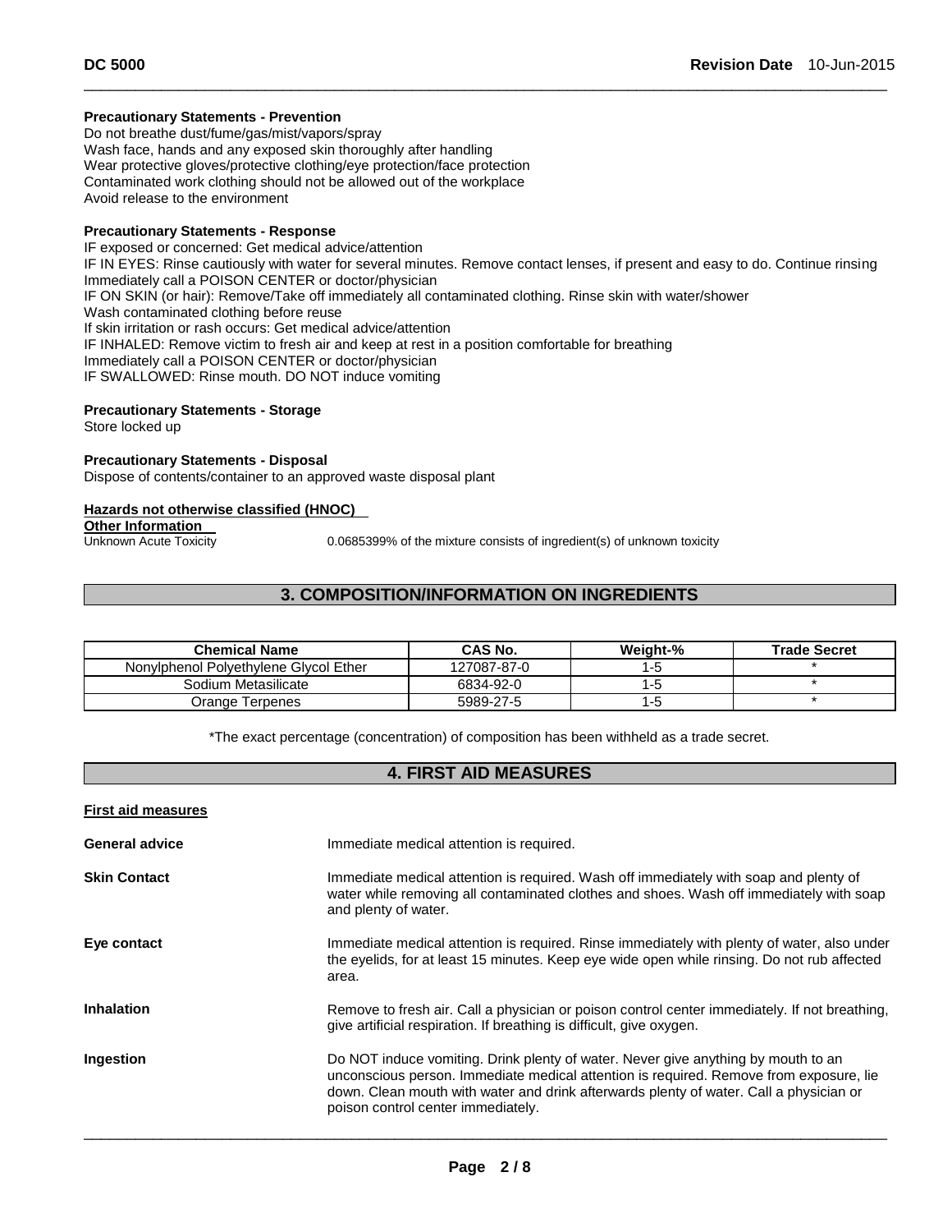**Precautionary Statements - Prevention**

Do not breathe dust/fume/gas/mist/vapors/spray
Wash face, hands and any exposed skin thoroughly after handling
Wear protective gloves/protective clothing/eye protection/face protection
Contaminated work clothing should not be allowed out of the workplace
Avoid release to the environment

**Precautionary Statements - Response**

IF exposed or concerned: Get medical advice/attention
IF IN EYES: Rinse cautiously with water for several minutes. Remove contact lenses, if present and easy to do. Continue rinsing
Immediately call a POISON CENTER or doctor/physician
IF ON SKIN (or hair): Remove/Take off immediately all contaminated clothing. Rinse skin with water/shower
Wash contaminated clothing before reuse
If skin irritation or rash occurs: Get medical advice/attention
IF INHALED: Remove victim to fresh air and keep at rest in a position comfortable for breathing
Immediately call a POISON CENTER or doctor/physician
IF SWALLOWED: Rinse mouth. DO NOT induce vomiting

**Precautionary Statements - Storage**

Store locked up

**Precautionary Statements - Disposal**

Dispose of contents/container to an approved waste disposal plant

**Hazards not otherwise classified (HNOC)**

**Other Information**

Unknown Acute Toxicity 0.0685399% of the mixture consists of ingredient(s) of unknown toxicity

## 3. COMPOSITION/INFORMATION ON INGREDIENTS

| Chemical Name | CAS No. | Weight-% | Trade Secret |
|---|---|---|---|
| Nonylphenol Polyethylene Glycol Ether | 127087-87-0 | 1-5 | * |
| Sodium Metasilicate | 6834-92-0 | 1-5 | * |
| Orange Terpenes | 5989-27-5 | 1-5 | * |

*The exact percentage (concentration) of composition has been withheld as a trade secret.

## 4. FIRST AID MEASURES

**First aid measures**

**General advice** Immediate medical attention is required.

**Skin Contact** Immediate medical attention is required. Wash off immediately with soap and plenty of water while removing all contaminated clothes and shoes. Wash off immediately with soap and plenty of water.

**Eye contact** Immediate medical attention is required. Rinse immediately with plenty of water, also under the eyelids, for at least 15 minutes. Keep eye wide open while rinsing. Do not rub affected area.

**Inhalation** Remove to fresh air. Call a physician or poison control center immediately. If not breathing, give artificial respiration. If breathing is difficult, give oxygen.

**Ingestion** Do NOT induce vomiting. Drink plenty of water. Never give anything by mouth to an unconscious person. Immediate medical attention is required. Remove from exposure, lie down. Clean mouth with water and drink afterwards plenty of water. Call a physician or poison control center immediately.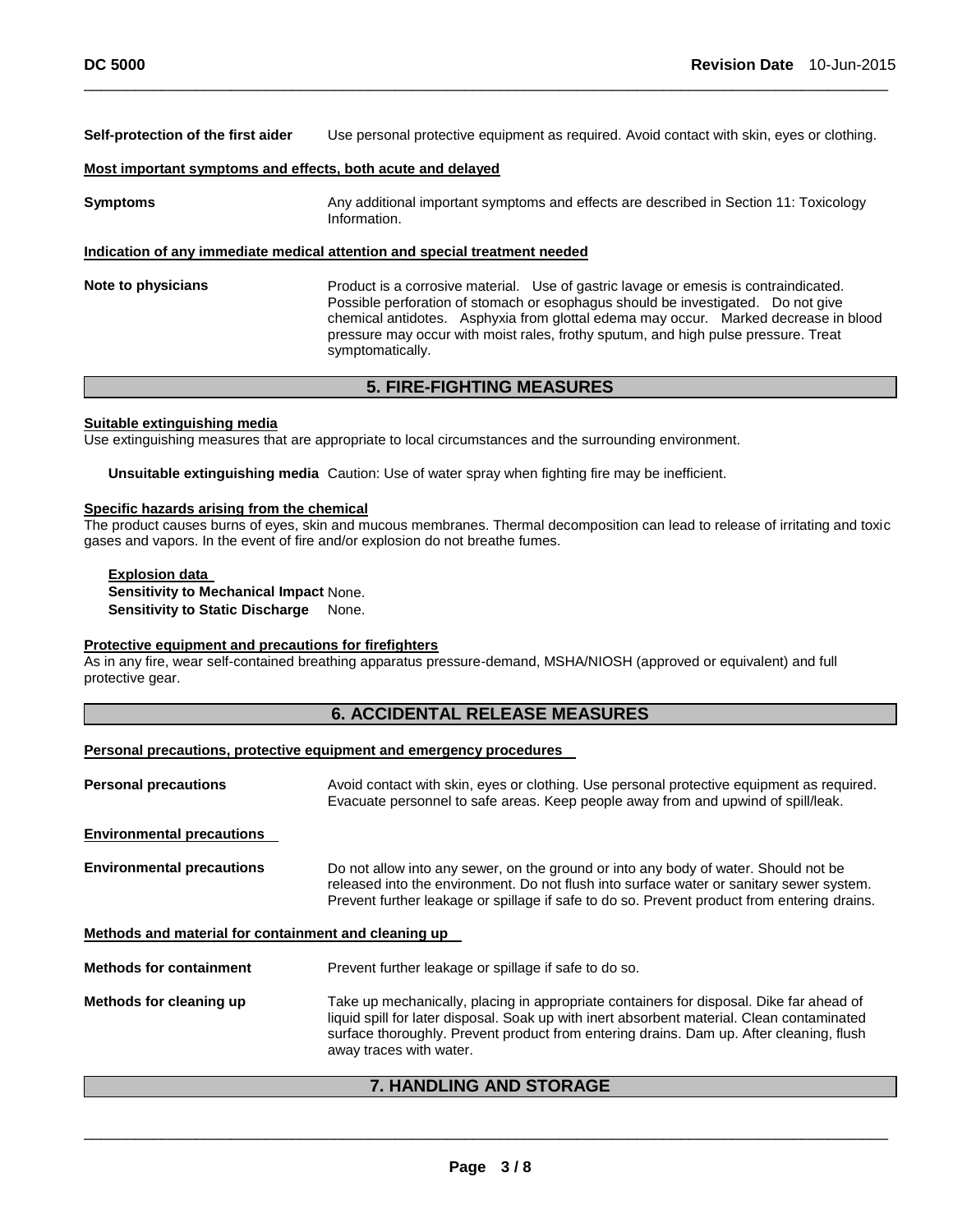**Self-protection of the first aider** Use personal protective equipment as required. Avoid contact with skin, eyes or clothing.

**Most important symptoms and effects, both acute and delayed**

**Symptoms** Any additional important symptoms and effects are described in Section 11: Toxicology Information.

**Indication of any immediate medical attention and special treatment needed**

**Note to physicians** Product is a corrosive material. Use of gastric lavage or emesis is contraindicated. Possible perforation of stomach or esophagus should be investigated. Do not give chemical antidotes. Asphyxia from glottal edema may occur. Marked decrease in blood pressure may occur with moist rales, frothy sputum, and high pulse pressure. Treat symptomatically.

## 5. FIRE-FIGHTING MEASURES

**Suitable extinguishing media**

Use extinguishing measures that are appropriate to local circumstances and the surrounding environment.

**Unsuitable extinguishing media** Caution: Use of water spray when fighting fire may be inefficient.

**Specific hazards arising from the chemical**

The product causes burns of eyes, skin and mucous membranes. Thermal decomposition can lead to release of irritating and toxic gases and vapors. In the event of fire and/or explosion do not breathe fumes.

**Explosion data**

**Sensitivity to Mechanical Impact** None.

**Sensitivity to Static Discharge** None.

**Protective equipment and precautions for firefighters**

As in any fire, wear self-contained breathing apparatus pressure-demand, MSHA/NIOSH (approved or equivalent) and full protective gear.

## 6. ACCIDENTAL RELEASE MEASURES

**Personal precautions, protective equipment and emergency procedures**

**Personal precautions** Avoid contact with skin, eyes or clothing. Use personal protective equipment as required. Evacuate personnel to safe areas. Keep people away from and upwind of spill/leak.

**Environmental precautions**

**Environmental precautions** Do not allow into any sewer, on the ground or into any body of water. Should not be released into the environment. Do not flush into surface water or sanitary sewer system. Prevent further leakage or spillage if safe to do so. Prevent product from entering drains.

**Methods and material for containment and cleaning up**

**Methods for containment** Prevent further leakage or spillage if safe to do so.

**Methods for cleaning up** Take up mechanically, placing in appropriate containers for disposal. Dike far ahead of liquid spill for later disposal. Soak up with inert absorbent material. Clean contaminated surface thoroughly. Prevent product from entering drains. Dam up. After cleaning, flush away traces with water.

## 7. HANDLING AND STORAGE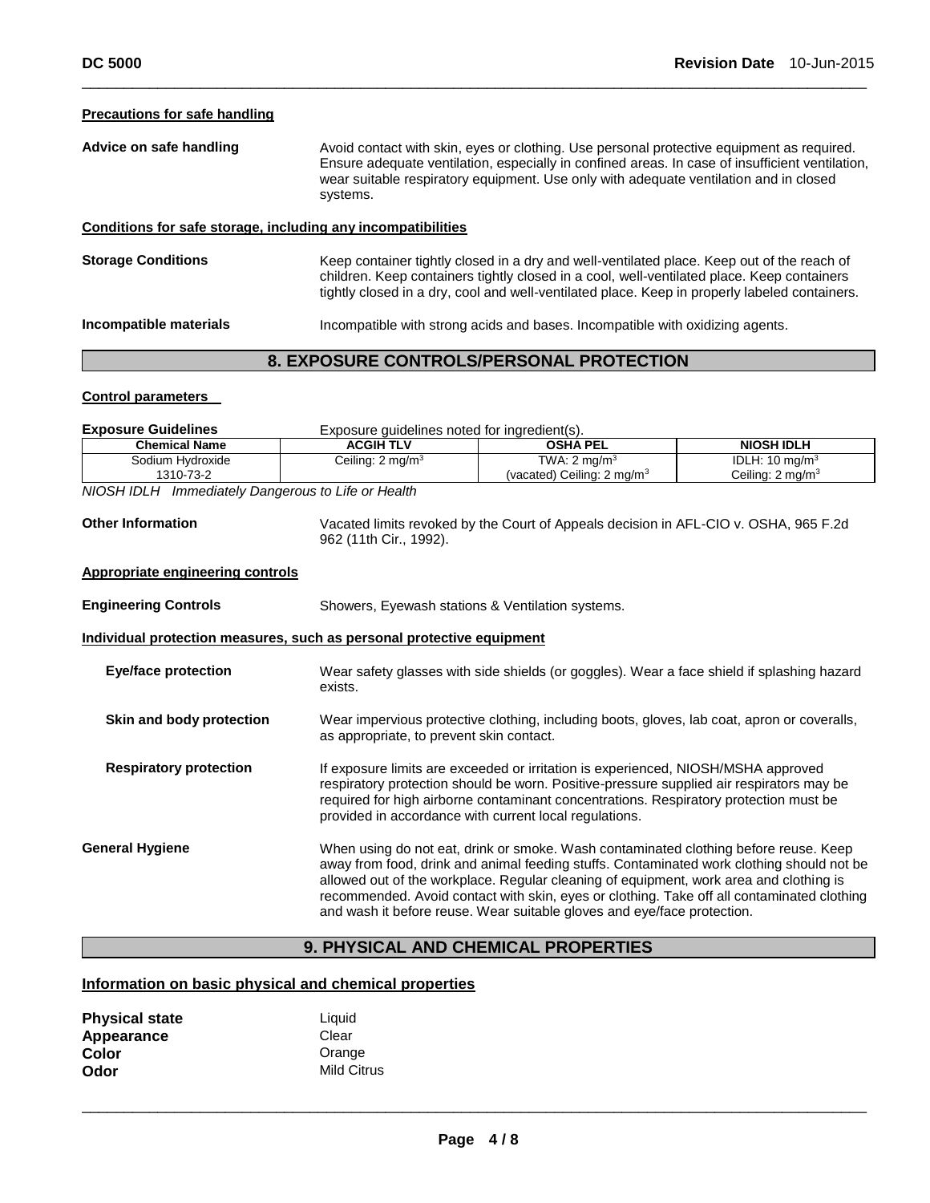### Precautions for safe handling

**Advice on safe handling** Avoid contact with skin, eyes or clothing. Use personal protective equipment as required. Ensure adequate ventilation, especially in confined areas. In case of insufficient ventilation, wear suitable respiratory equipment. Use only with adequate ventilation and in closed systems.

### Conditions for safe storage, including any incompatibilities

**Storage Conditions** Keep container tightly closed in a dry and well-ventilated place. Keep out of the reach of children. Keep containers tightly closed in a cool, well-ventilated place. Keep containers tightly closed in a dry, cool and well-ventilated place. Keep in properly labeled containers.

**Incompatible materials** Incompatible with strong acids and bases. Incompatible with oxidizing agents.

## 8. EXPOSURE CONTROLS/PERSONAL PROTECTION

### Control parameters

**Exposure Guidelines** Exposure guidelines noted for ingredient(s).

| Chemical Name | ACGIH TLV | OSHA PEL | NIOSH IDLH |
|---|---|---|---|
| Sodium Hydroxide<br>1310-73-2 | Ceiling: 2 mg/m$^3$ | TWA: 2 mg/m$^3$<br>(vacated) Ceiling: 2 mg/m$^3$ | IDLH: 10 mg/m$^3$<br>Ceiling: 2 mg/m$^3$ |

*NIOSH IDLH Immediately Dangerous to Life or Health*

**Other Information** Vacated limits revoked by the Court of Appeals decision in AFL-CIO v. OSHA, 965 F.2d 962 (11th Cir., 1992).

### Appropriate engineering controls

**Engineering Controls** Showers, Eyewash stations & Ventilation systems.

### Individual protection measures, such as personal protective equipment

**Eye/face protection** Wear safety glasses with side shields (or goggles). Wear a face shield if splashing hazard exists.

**Skin and body protection** Wear impervious protective clothing, including boots, gloves, lab coat, apron or coveralls, as appropriate, to prevent skin contact.

**Respiratory protection** If exposure limits are exceeded or irritation is experienced, NIOSH/MSHA approved respiratory protection should be worn. Positive-pressure supplied air respirators may be required for high airborne contaminant concentrations. Respiratory protection must be provided in accordance with current local regulations.

**General Hygiene** When using do not eat, drink or smoke. Wash contaminated clothing before reuse. Keep away from food, drink and animal feeding stuffs. Contaminated work clothing should not be allowed out of the workplace. Regular cleaning of equipment, work area and clothing is recommended. Avoid contact with skin, eyes or clothing. Take off all contaminated clothing and wash it before reuse. Wear suitable gloves and eye/face protection.

## 9. PHYSICAL AND CHEMICAL PROPERTIES

### Information on basic physical and chemical properties

**Physical state** Liquid
**Appearance** Clear
**Color** Orange
**Odor** Mild Citrus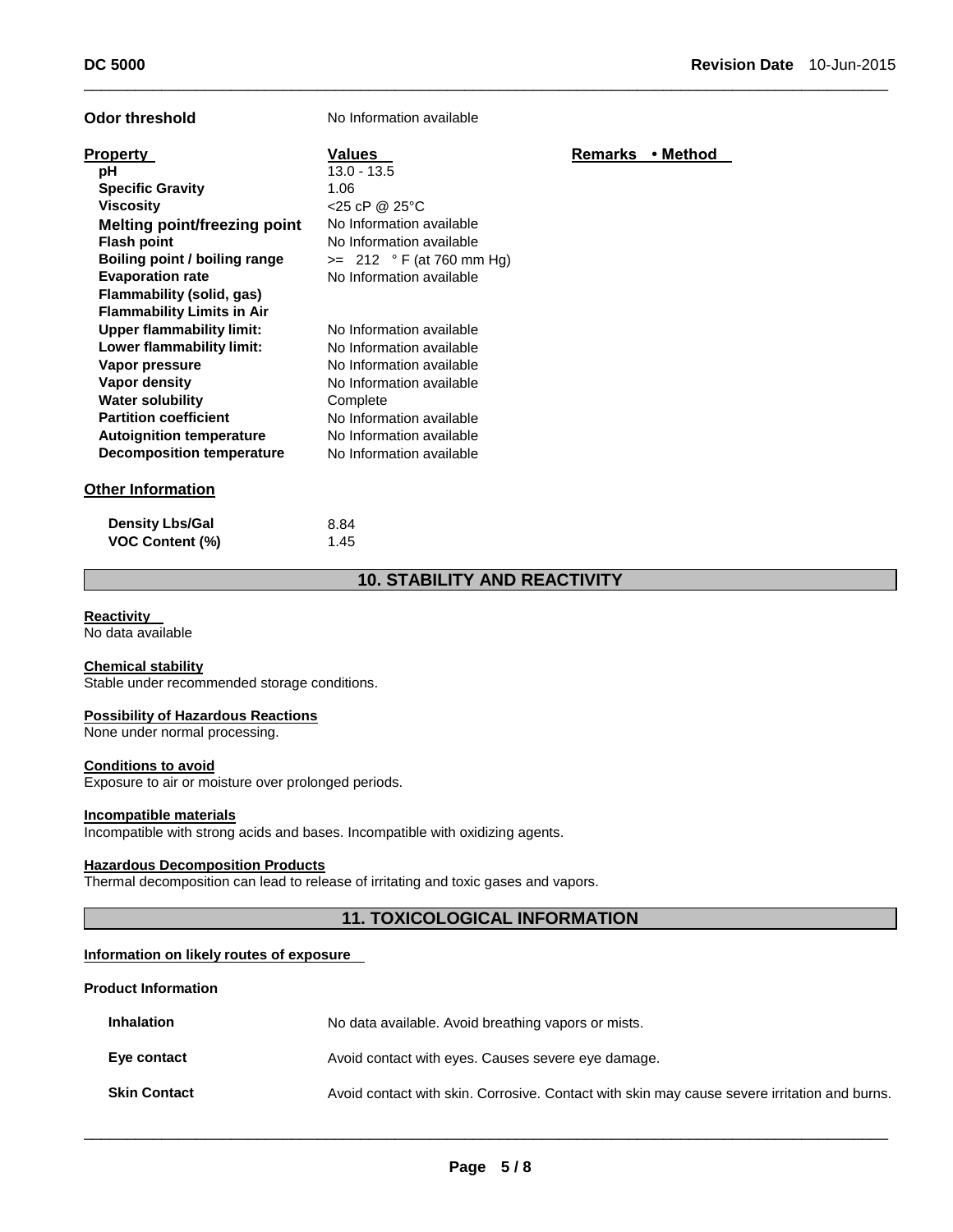**Odor threshold** No Information available

| Property | Values | Remarks • Method |
|---|---|---|
| **pH** | 13.0 - 13.5 | |
| **Specific Gravity** | 1.06 | |
| **Viscosity** | <25 cP @ 25°C | |
| **Melting point/freezing point** | No Information available | |
| **Flash point** | No Information available | |
| **Boiling point / boiling range** | >= 212 ° F (at 760 mm Hg) | |
| **Evaporation rate** | No Information available | |
| **Flammability (solid, gas)** | | |
| **Flammability Limits in Air** | | |
| **Upper flammability limit:** | No Information available | |
| **Lower flammability limit:** | No Information available | |
| **Vapor pressure** | No Information available | |
| **Vapor density** | No Information available | |
| **Water solubility** | Complete | |
| **Partition coefficient** | No Information available | |
| **Autoignition temperature** | No Information available | |
| **Decomposition temperature** | No Information available | |

### Other Information

| | |
|---|---|
| **Density Lbs/Gal** | 8.84 |
| **VOC Content (%)** | 1.45 |

## 10. STABILITY AND REACTIVITY

**Reactivity**
No data available

**Chemical stability**
Stable under recommended storage conditions.

**Possibility of Hazardous Reactions**
None under normal processing.

**Conditions to avoid**
Exposure to air or moisture over prolonged periods.

**Incompatible materials**
Incompatible with strong acids and bases. Incompatible with oxidizing agents.

**Hazardous Decomposition Products**
Thermal decomposition can lead to release of irritating and toxic gases and vapors.

## 11. TOXICOLOGICAL INFORMATION

**Information on likely routes of exposure**

**Product Information**

| | |
|---|---|
| **Inhalation** | No data available. Avoid breathing vapors or mists. |
| **Eye contact** | Avoid contact with eyes. Causes severe eye damage. |
| **Skin Contact** | Avoid contact with skin. Corrosive. Contact with skin may cause severe irritation and burns. |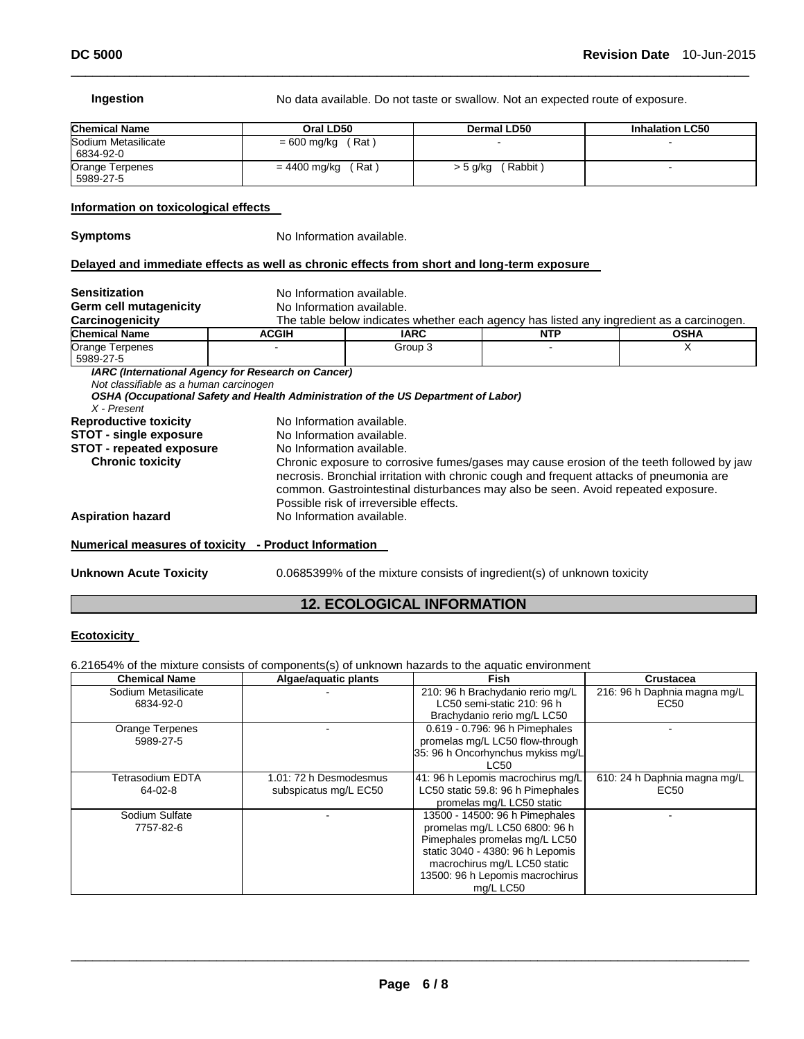**Ingestion** No data available. Do not taste or swallow. Not an expected route of exposure.

| Chemical Name | Oral LD50 | Dermal LD50 | Inhalation LC50 |
|---|---|---|---|
| Sodium Metasilicate 6834-92-0 | = 600 mg/kg ( Rat ) | - | - |
| Orange Terpenes 5989-27-5 | = 4400 mg/kg ( Rat ) | > 5 g/kg ( Rabbit ) | - |

**Information on toxicological effects**

**Symptoms** No Information available.

**Delayed and immediate effects as well as chronic effects from short and long-term exposure**

**Sensitization** No Information available.
**Germ cell mutagenicity** No Information available.
**Carcinogenicity** The table below indicates whether each agency has listed any ingredient as a carcinogen.

| Chemical Name | ACGIH | IARC | NTP | OSHA |
|---|---|---|---|---|
| Orange Terpenes 5989-27-5 | - | Group 3 | - | X |

***IARC (International Agency for Research on Cancer)***
*Not classifiable as a human carcinogen*
***OSHA (Occupational Safety and Health Administration of the US Department of Labor)***
*X - Present*

**Reproductive toxicity** No Information available.
**STOT - single exposure** No Information available.
**STOT - repeated exposure** No Information available.
**Chronic toxicity** Chronic exposure to corrosive fumes/gases may cause erosion of the teeth followed by jaw necrosis. Bronchial irritation with chronic cough and frequent attacks of pneumonia are common. Gastrointestinal disturbances may also be seen. Avoid repeated exposure. Possible risk of irreversible effects.
**Aspiration hazard** No Information available.

**Numerical measures of toxicity - Product Information**

**Unknown Acute Toxicity** 0.0685399% of the mixture consists of ingredient(s) of unknown toxicity

## 12. ECOLOGICAL INFORMATION

**Ecotoxicity**

6.21654% of the mixture consists of components(s) of unknown hazards to the aquatic environment

| Chemical Name | Algae/aquatic plants | Fish | Crustacea |
|---|---|---|---|
| Sodium Metasilicate 6834-92-0 | - | 210: 96 h Brachydanio rerio mg/L LC50 semi-static 210: 96 h Brachydanio rerio mg/L LC50 | 216: 96 h Daphnia magna mg/L EC50 |
| Orange Terpenes 5989-27-5 | - | 0.619 - 0.796: 96 h Pimephales promelas mg/L LC50 flow-through 35: 96 h Oncorhynchus mykiss mg/L LC50 | - |
| Tetrasodium EDTA 64-02-8 | 1.01: 72 h Desmodesmus subspicatus mg/L EC50 | 41: 96 h Lepomis macrochirus mg/L LC50 static 59.8: 96 h Pimephales promelas mg/L LC50 static | 610: 24 h Daphnia magna mg/L EC50 |
| Sodium Sulfate 7757-82-6 | - | 13500 - 14500: 96 h Pimephales promelas mg/L LC50 6800: 96 h Pimephales promelas mg/L LC50 static 3040 - 4380: 96 h Lepomis macrochirus mg/L LC50 static 13500: 96 h Lepomis macrochirus mg/L LC50 | - |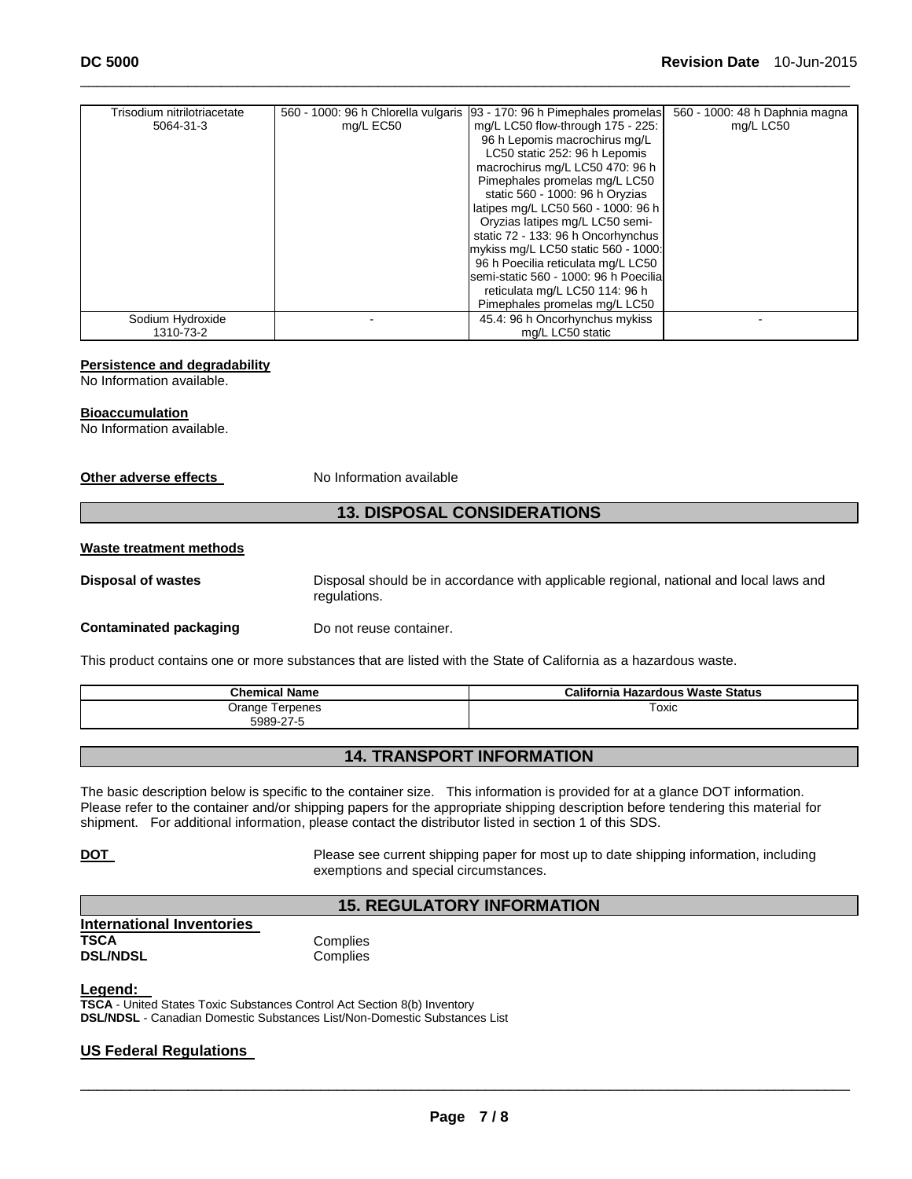| | | | |
|---|---|---|---|
| Trisodium nitrilotriacetate 5064-31-3 | 560 - 1000: 96 h Chlorella vulgaris mg/L EC50 | 93 - 170: 96 h Pimephales promelas mg/L LC50 flow-through 175 - 225: 96 h Lepomis macrochirus mg/L LC50 static 252: 96 h Lepomis macrochirus mg/L LC50 470: 96 h Pimephales promelas mg/L LC50 static 560 - 1000: 96 h Oryzias latipes mg/L LC50 560 - 1000: 96 h Oryzias latipes mg/L LC50 semi-static 72 - 133: 96 h Oncorhynchus mykiss mg/L LC50 static 560 - 1000: 96 h Poecilia reticulata mg/L LC50 semi-static 560 - 1000: 96 h Poecilia reticulata mg/L LC50 114: 96 h Pimephales promelas mg/L LC50 | 560 - 1000: 48 h Daphnia magna mg/L LC50 |
| Sodium Hydroxide 1310-73-2 | - | 45.4: 96 h Oncorhynchus mykiss mg/L LC50 static | - |

**Persistence and degradability**

No Information available.

**Bioaccumulation**

No Information available.

**Other adverse effects** No Information available

## 13. DISPOSAL CONSIDERATIONS

**Waste treatment methods**

**Disposal of wastes** Disposal should be in accordance with applicable regional, national and local laws and regulations.

**Contaminated packaging** Do not reuse container.

This product contains one or more substances that are listed with the State of California as a hazardous waste.

| Chemical Name | California Hazardous Waste Status |
|---|---|
| Orange Terpenes 5989-27-5 | Toxic |

## 14. TRANSPORT INFORMATION

The basic description below is specific to the container size. This information is provided for at a glance DOT information. Please refer to the container and/or shipping papers for the appropriate shipping description before tendering this material for shipment. For additional information, please contact the distributor listed in section 1 of this SDS.

**DOT** Please see current shipping paper for most up to date shipping information, including exemptions and special circumstances.

## 15. REGULATORY INFORMATION

**International Inventories**

**TSCA** Complies

**DSL/NDSL** Complies

**Legend:**

**TSCA** - United States Toxic Substances Control Act Section 8(b) Inventory

**DSL/NDSL** - Canadian Domestic Substances List/Non-Domestic Substances List

**US Federal Regulations**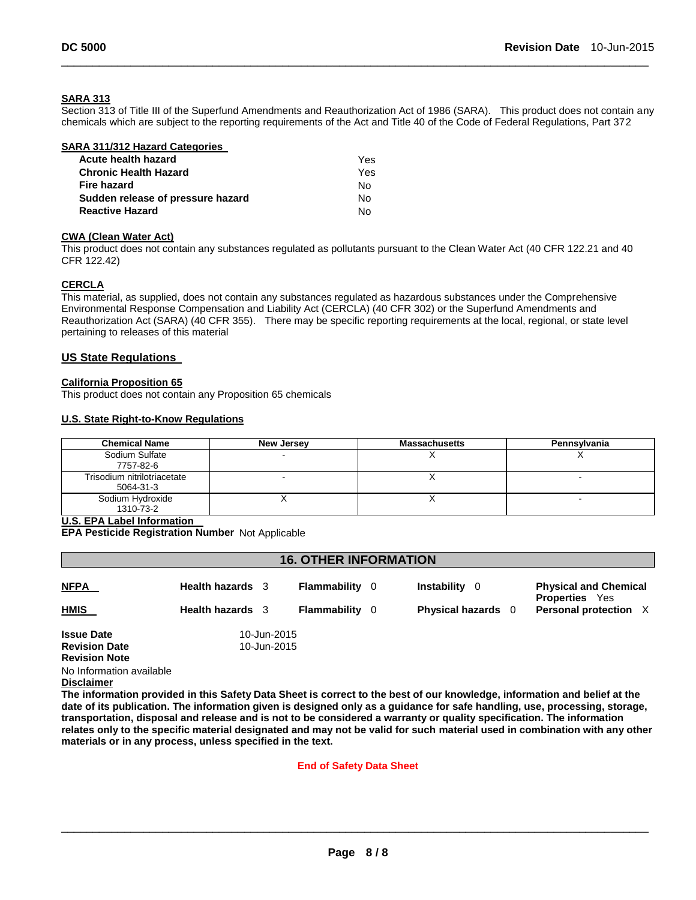### SARA 313

Section 313 of Title III of the Superfund Amendments and Reauthorization Act of 1986 (SARA). This product does not contain any chemicals which are subject to the reporting requirements of the Act and Title 40 of the Code of Federal Regulations, Part 372

### SARA 311/312 Hazard Categories

| | |
|---|---|
| **Acute health hazard** | Yes |
| **Chronic Health Hazard** | Yes |
| **Fire hazard** | No |
| **Sudden release of pressure hazard** | No |
| **Reactive Hazard** | No |

### CWA (Clean Water Act)

This product does not contain any substances regulated as pollutants pursuant to the Clean Water Act (40 CFR 122.21 and 40 CFR 122.42)

### CERCLA

This material, as supplied, does not contain any substances regulated as hazardous substances under the Comprehensive Environmental Response Compensation and Liability Act (CERCLA) (40 CFR 302) or the Superfund Amendments and Reauthorization Act (SARA) (40 CFR 355). There may be specific reporting requirements at the local, regional, or state level pertaining to releases of this material

## US State Regulations

### California Proposition 65

This product does not contain any Proposition 65 chemicals

### U.S. State Right-to-Know Regulations

| Chemical Name | New Jersey | Massachusetts | Pennsylvania |
|---|---|---|---|
| Sodium Sulfate 7757-82-6 | - | X | X |
| Trisodium nitrilotriacetate 5064-31-3 | - | X | - |
| Sodium Hydroxide 1310-73-2 | X | X | - |

### U.S. EPA Label Information

**EPA Pesticide Registration Number** Not Applicable

## 16. OTHER INFORMATION

| | | | | |
|---|---|---|---|---|
| **NFPA** | **Health hazards** 3 | **Flammability** 0 | **Instability** 0 | **Physical and Chemical Properties** Yes |
| **HMIS** | **Health hazards** 3 | **Flammability** 0 | **Physical hazards** 0 | **Personal protection** X |

**Issue Date** 10-Jun-2015

**Revision Date** 10-Jun-2015

**Revision Note**

No Information available

**Disclaimer**

**The information provided in this Safety Data Sheet is correct to the best of our knowledge, information and belief at the date of its publication. The information given is designed only as a guidance for safe handling, use, processing, storage, transportation, disposal and release and is not to be considered a warranty or quality specification. The information relates only to the specific material designated and may not be valid for such material used in combination with any other materials or in any process, unless specified in the text.**

**End of Safety Data Sheet**